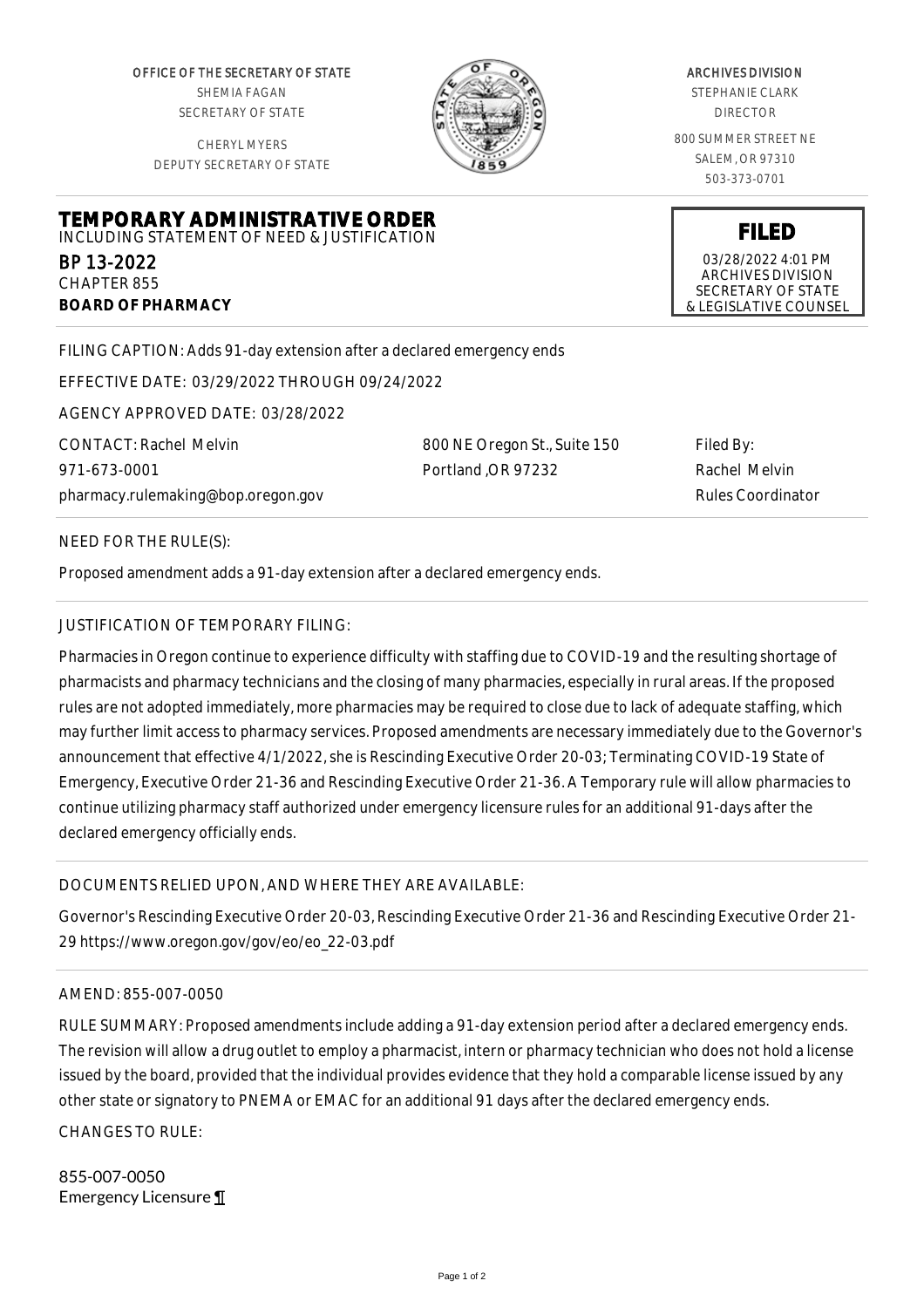OFFICE OF THE SECRETARY OF STATE
SHEMIA FAGAN
SECRETARY OF STATE

CHERYL MYERS
DEPUTY SECRETARY OF STATE

ARCHIVES DIVISION
STEPHANIE CLARK
DIRECTOR

800 SUMMER STREET NE
SALEM, OR 97310
503-373-0701

# TEMPORARY ADMINISTRATIVE ORDER

INCLUDING STATEMENT OF NEED & JUSTIFICATION

BP 13-2022
CHAPTER 855
**BOARD OF PHARMACY**

**FILED**
03/28/2022 4:01 PM
ARCHIVES DIVISION
SECRETARY OF STATE
& LEGISLATIVE COUNSEL

FILING CAPTION: Adds 91-day extension after a declared emergency ends

EFFECTIVE DATE: 03/29/2022 THROUGH 09/24/2022

AGENCY APPROVED DATE: 03/28/2022

CONTACT: Rachel Melvin
971-673-0001
pharmacy.rulemaking@bop.oregon.gov

800 NE Oregon St., Suite 150
Portland ,OR 97232

Filed By:
Rachel Melvin
Rules Coordinator

NEED FOR THE RULE(S):

Proposed amendment adds a 91-day extension after a declared emergency ends.

JUSTIFICATION OF TEMPORARY FILING:

Pharmacies in Oregon continue to experience difficulty with staffing due to COVID-19 and the resulting shortage of pharmacists and pharmacy technicians and the closing of many pharmacies, especially in rural areas. If the proposed rules are not adopted immediately, more pharmacies may be required to close due to lack of adequate staffing, which may further limit access to pharmacy services. Proposed amendments are necessary immediately due to the Governor's announcement that effective 4/1/2022, she is Rescinding Executive Order 20-03; Terminating COVID-19 State of Emergency, Executive Order 21-36 and Rescinding Executive Order 21-36. A Temporary rule will allow pharmacies to continue utilizing pharmacy staff authorized under emergency licensure rules for an additional 91-days after the declared emergency officially ends.

DOCUMENTS RELIED UPON, AND WHERE THEY ARE AVAILABLE:

Governor's Rescinding Executive Order 20-03, Rescinding Executive Order 21-36 and Rescinding Executive Order 21-29 https://www.oregon.gov/gov/eo/eo_22-03.pdf

AMEND: 855-007-0050

RULE SUMMARY: Proposed amendments include adding a 91-day extension period after a declared emergency ends. The revision will allow a drug outlet to employ a pharmacist, intern or pharmacy technician who does not hold a license issued by the board, provided that the individual provides evidence that they hold a comparable license issued by any other state or signatory to PNEMA or EMAC for an additional 91 days after the declared emergency ends.

CHANGES TO RULE:

855-007-0050
Emergency Licensure ¶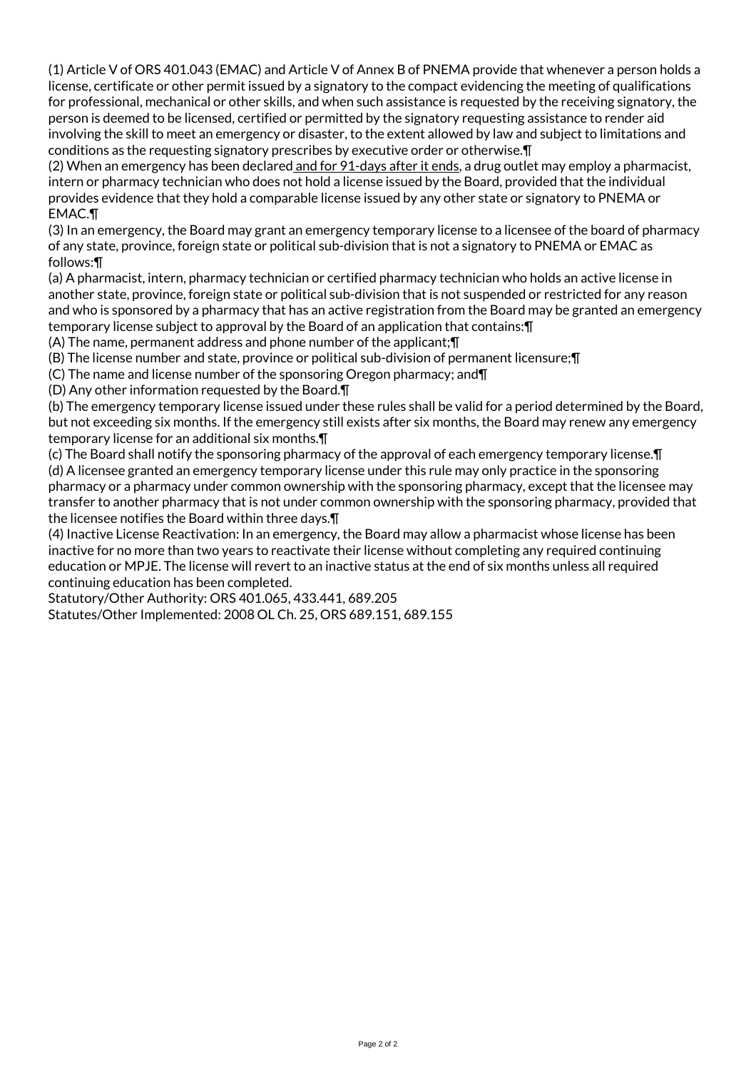(1) Article V of ORS 401.043 (EMAC) and Article V of Annex B of PNEMA provide that whenever a person holds a license, certificate or other permit issued by a signatory to the compact evidencing the meeting of qualifications for professional, mechanical or other skills, and when such assistance is requested by the receiving signatory, the person is deemed to be licensed, certified or permitted by the signatory requesting assistance to render aid involving the skill to meet an emergency or disaster, to the extent allowed by law and subject to limitations and conditions as the requesting signatory prescribes by executive order or otherwise.¶

(2) When an emergency has been declared <u>and for 91-days after it ends</u>, a drug outlet may employ a pharmacist, intern or pharmacy technician who does not hold a license issued by the Board, provided that the individual provides evidence that they hold a comparable license issued by any other state or signatory to PNEMA or EMAC.¶

(3) In an emergency, the Board may grant an emergency temporary license to a licensee of the board of pharmacy of any state, province, foreign state or political sub-division that is not a signatory to PNEMA or EMAC as follows:¶

(a) A pharmacist, intern, pharmacy technician or certified pharmacy technician who holds an active license in another state, province, foreign state or political sub-division that is not suspended or restricted for any reason and who is sponsored by a pharmacy that has an active registration from the Board may be granted an emergency temporary license subject to approval by the Board of an application that contains:¶

(A) The name, permanent address and phone number of the applicant;¶

(B) The license number and state, province or political sub-division of permanent licensure;¶

(C) The name and license number of the sponsoring Oregon pharmacy; and¶

(D) Any other information requested by the Board.¶

(b) The emergency temporary license issued under these rules shall be valid for a period determined by the Board, but not exceeding six months. If the emergency still exists after six months, the Board may renew any emergency temporary license for an additional six months.¶

(c) The Board shall notify the sponsoring pharmacy of the approval of each emergency temporary license.¶

(d) A licensee granted an emergency temporary license under this rule may only practice in the sponsoring pharmacy or a pharmacy under common ownership with the sponsoring pharmacy, except that the licensee may transfer to another pharmacy that is not under common ownership with the sponsoring pharmacy, provided that the licensee notifies the Board within three days.¶

(4) Inactive License Reactivation: In an emergency, the Board may allow a pharmacist whose license has been inactive for no more than two years to reactivate their license without completing any required continuing education or MPJE. The license will revert to an inactive status at the end of six months unless all required continuing education has been completed.

Statutory/Other Authority: ORS 401.065, 433.441, 689.205

Statutes/Other Implemented: 2008 OL Ch. 25, ORS 689.151, 689.155